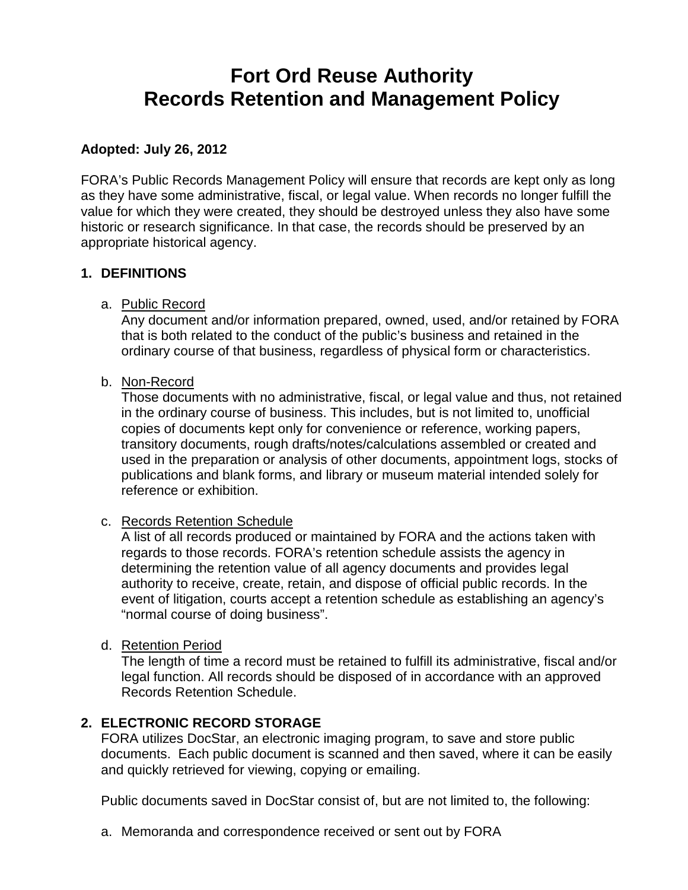# Fort Ord Reuse Authority
# Records Retention and Management Policy

**Adopted: July 26, 2012**

FORA's Public Records Management Policy will ensure that records are kept only as long as they have some administrative, fiscal, or legal value. When records no longer fulfill the value for which they were created, they should be destroyed unless they also have some historic or research significance. In that case, the records should be preserved by an appropriate historical agency.

## 1. DEFINITIONS

a. Public Record
   Any document and/or information prepared, owned, used, and/or retained by FORA that is both related to the conduct of the public's business and retained in the ordinary course of that business, regardless of physical form or characteristics.

b. Non-Record
   Those documents with no administrative, fiscal, or legal value and thus, not retained in the ordinary course of business. This includes, but is not limited to, unofficial copies of documents kept only for convenience or reference, working papers, transitory documents, rough drafts/notes/calculations assembled or created and used in the preparation or analysis of other documents, appointment logs, stocks of publications and blank forms, and library or museum material intended solely for reference or exhibition.

c. Records Retention Schedule
   A list of all records produced or maintained by FORA and the actions taken with regards to those records. FORA's retention schedule assists the agency in determining the retention value of all agency documents and provides legal authority to receive, create, retain, and dispose of official public records. In the event of litigation, courts accept a retention schedule as establishing an agency's "normal course of doing business".

d. Retention Period
   The length of time a record must be retained to fulfill its administrative, fiscal and/or legal function. All records should be disposed of in accordance with an approved Records Retention Schedule.

## 2. ELECTRONIC RECORD STORAGE

FORA utilizes DocStar, an electronic imaging program, to save and store public documents. Each public document is scanned and then saved, where it can be easily and quickly retrieved for viewing, copying or emailing.

Public documents saved in DocStar consist of, but are not limited to, the following:

a. Memoranda and correspondence received or sent out by FORA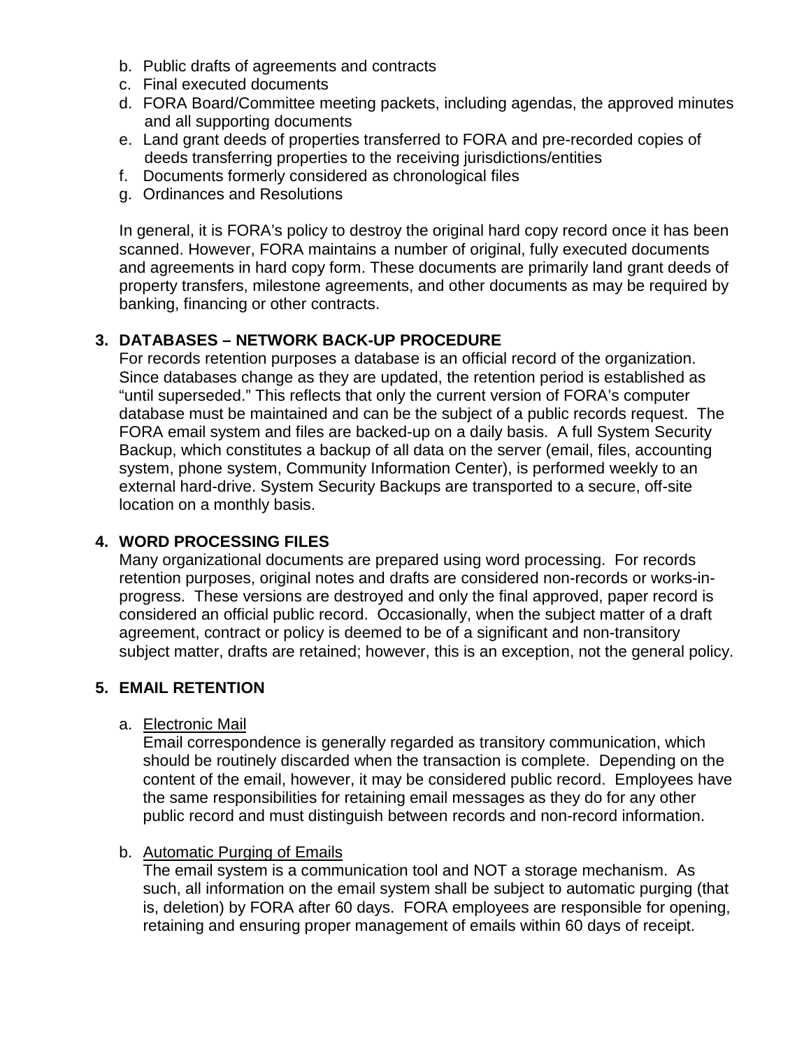b. Public drafts of agreements and contracts
c. Final executed documents
d. FORA Board/Committee meeting packets, including agendas, the approved minutes and all supporting documents
e. Land grant deeds of properties transferred to FORA and pre-recorded copies of deeds transferring properties to the receiving jurisdictions/entities
f. Documents formerly considered as chronological files
g. Ordinances and Resolutions

In general, it is FORA's policy to destroy the original hard copy record once it has been scanned. However, FORA maintains a number of original, fully executed documents and agreements in hard copy form. These documents are primarily land grant deeds of property transfers, milestone agreements, and other documents as may be required by banking, financing or other contracts.

**3. DATABASES – NETWORK BACK-UP PROCEDURE**

For records retention purposes a database is an official record of the organization. Since databases change as they are updated, the retention period is established as "until superseded." This reflects that only the current version of FORA's computer database must be maintained and can be the subject of a public records request. The FORA email system and files are backed-up on a daily basis. A full System Security Backup, which constitutes a backup of all data on the server (email, files, accounting system, phone system, Community Information Center), is performed weekly to an external hard-drive. System Security Backups are transported to a secure, off-site location on a monthly basis.

**4. WORD PROCESSING FILES**

Many organizational documents are prepared using word processing. For records retention purposes, original notes and drafts are considered non-records or works-in-progress. These versions are destroyed and only the final approved, paper record is considered an official public record. Occasionally, when the subject matter of a draft agreement, contract or policy is deemed to be of a significant and non-transitory subject matter, drafts are retained; however, this is an exception, not the general policy.

**5. EMAIL RETENTION**

a. Electronic Mail

Email correspondence is generally regarded as transitory communication, which should be routinely discarded when the transaction is complete. Depending on the content of the email, however, it may be considered public record. Employees have the same responsibilities for retaining email messages as they do for any other public record and must distinguish between records and non-record information.

b. Automatic Purging of Emails

The email system is a communication tool and NOT a storage mechanism. As such, all information on the email system shall be subject to automatic purging (that is, deletion) by FORA after 60 days. FORA employees are responsible for opening, retaining and ensuring proper management of emails within 60 days of receipt.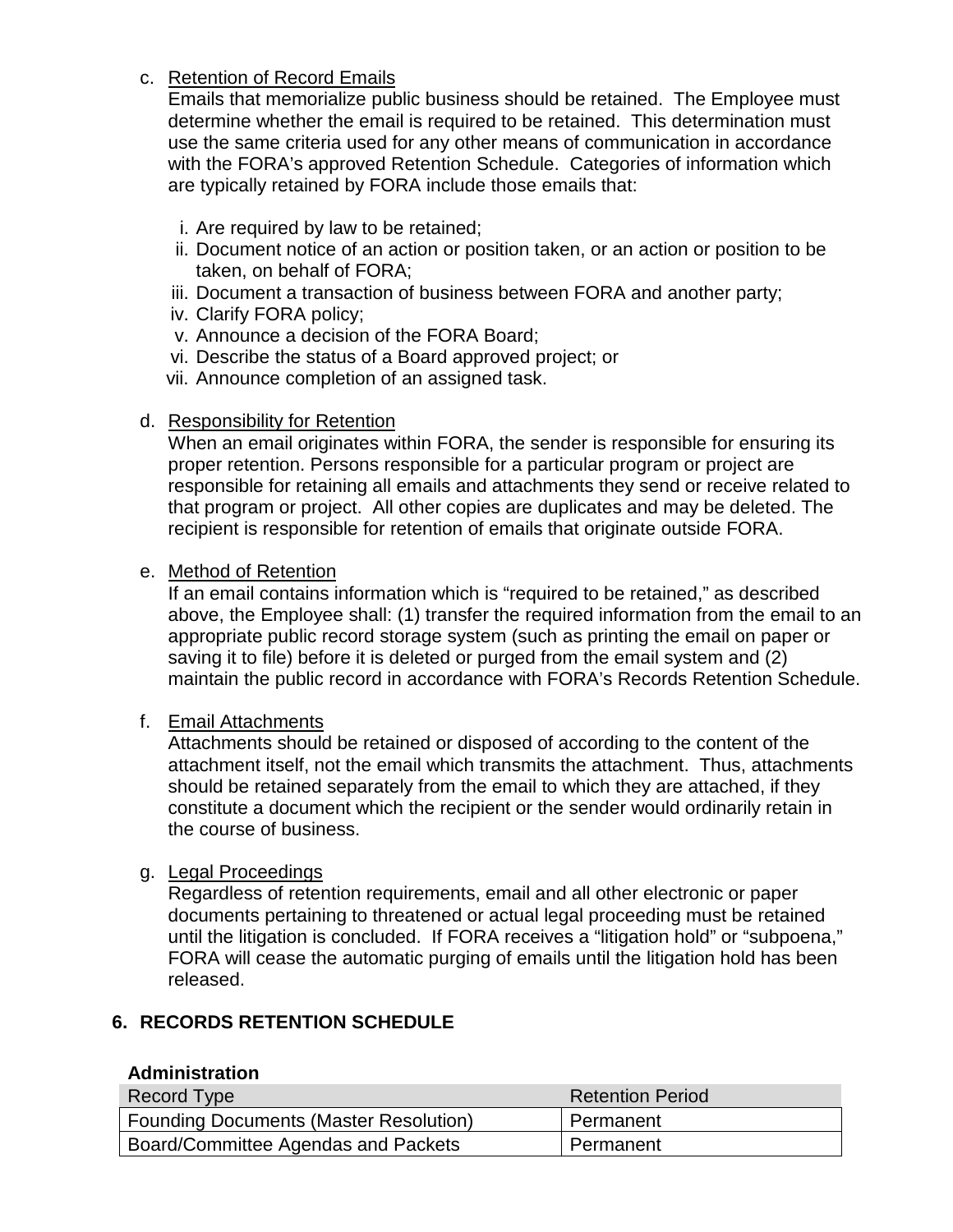c. <u>Retention of Record Emails</u>

Emails that memorialize public business should be retained. The Employee must determine whether the email is required to be retained. This determination must use the same criteria used for any other means of communication in accordance with the FORA's approved Retention Schedule. Categories of information which are typically retained by FORA include those emails that:

   i. Are required by law to be retained;
   ii. Document notice of an action or position taken, or an action or position to be taken, on behalf of FORA;
   iii. Document a transaction of business between FORA and another party;
   iv. Clarify FORA policy;
   v. Announce a decision of the FORA Board;
   vi. Describe the status of a Board approved project; or
   vii. Announce completion of an assigned task.

d. <u>Responsibility for Retention</u>

When an email originates within FORA, the sender is responsible for ensuring its proper retention. Persons responsible for a particular program or project are responsible for retaining all emails and attachments they send or receive related to that program or project. All other copies are duplicates and may be deleted. The recipient is responsible for retention of emails that originate outside FORA.

e. <u>Method of Retention</u>

If an email contains information which is "required to be retained," as described above, the Employee shall: (1) transfer the required information from the email to an appropriate public record storage system (such as printing the email on paper or saving it to file) before it is deleted or purged from the email system and (2) maintain the public record in accordance with FORA's Records Retention Schedule.

f. <u>Email Attachments</u>

Attachments should be retained or disposed of according to the content of the attachment itself, not the email which transmits the attachment. Thus, attachments should be retained separately from the email to which they are attached, if they constitute a document which the recipient or the sender would ordinarily retain in the course of business.

g. <u>Legal Proceedings</u>

Regardless of retention requirements, email and all other electronic or paper documents pertaining to threatened or actual legal proceeding must be retained until the litigation is concluded. If FORA receives a "litigation hold" or "subpoena," FORA will cease the automatic purging of emails until the litigation hold has been released.

## 6. RECORDS RETENTION SCHEDULE

**Administration**

| Record Type | Retention Period |
|---|---|
| Founding Documents (Master Resolution) | Permanent |
| Board/Committee Agendas and Packets | Permanent |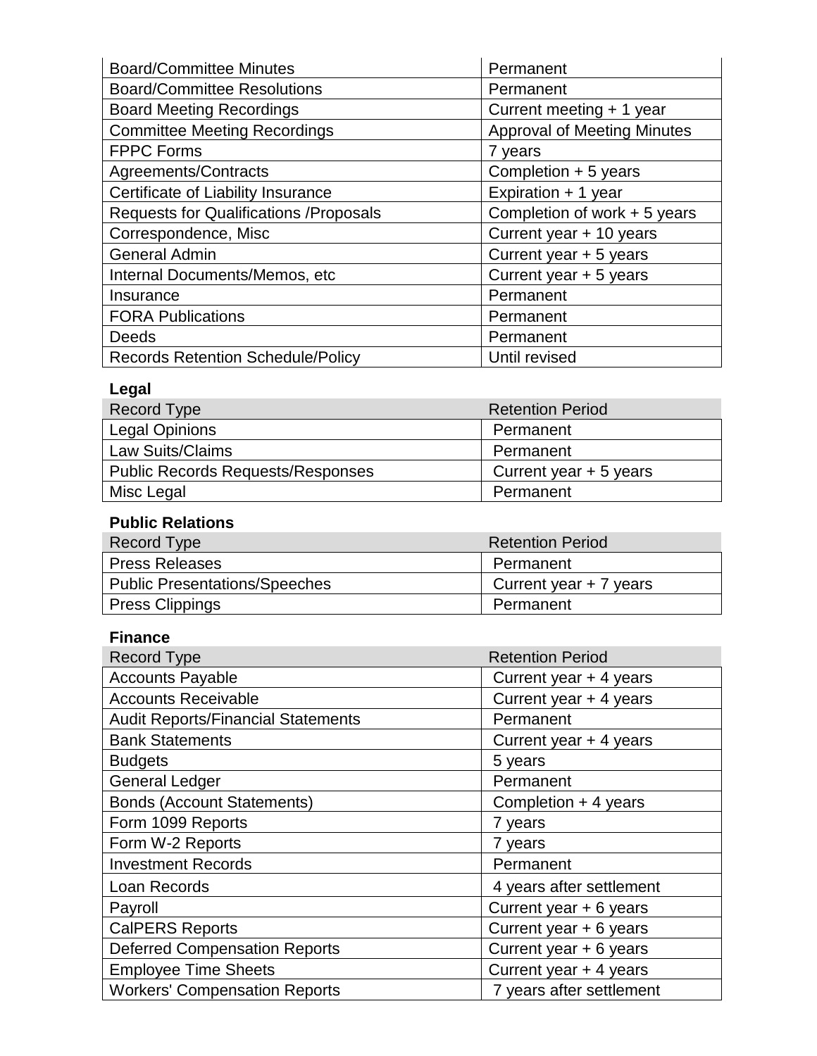| | |
|---|---|
| Board/Committee Minutes | Permanent |
| Board/Committee Resolutions | Permanent |
| Board Meeting Recordings | Current meeting + 1 year |
| Committee Meeting Recordings | Approval of Meeting Minutes |
| FPPC Forms | 7 years |
| Agreements/Contracts | Completion + 5 years |
| Certificate of Liability Insurance | Expiration + 1 year |
| Requests for Qualifications /Proposals | Completion of work + 5 years |
| Correspondence, Misc | Current year + 10 years |
| General Admin | Current year + 5 years |
| Internal Documents/Memos, etc | Current year + 5 years |
| Insurance | Permanent |
| FORA Publications | Permanent |
| Deeds | Permanent |
| Records Retention Schedule/Policy | Until revised |

**Legal**

| Record Type | Retention Period |
|---|---|
| Legal Opinions | Permanent |
| Law Suits/Claims | Permanent |
| Public Records Requests/Responses | Current year + 5 years |
| Misc Legal | Permanent |

**Public Relations**

| Record Type | Retention Period |
|---|---|
| Press Releases | Permanent |
| Public Presentations/Speeches | Current year + 7 years |
| Press Clippings | Permanent |

**Finance**

| Record Type | Retention Period |
|---|---|
| Accounts Payable | Current year + 4 years |
| Accounts Receivable | Current year + 4 years |
| Audit Reports/Financial Statements | Permanent |
| Bank Statements | Current year + 4 years |
| Budgets | 5 years |
| General Ledger | Permanent |
| Bonds (Account Statements) | Completion + 4 years |
| Form 1099 Reports | 7 years |
| Form W-2 Reports | 7 years |
| Investment Records | Permanent |
| Loan Records | 4 years after settlement |
| Payroll | Current year + 6 years |
| CalPERS Reports | Current year + 6 years |
| Deferred Compensation Reports | Current year + 6 years |
| Employee Time Sheets | Current year + 4 years |
| Workers' Compensation Reports | 7 years after settlement |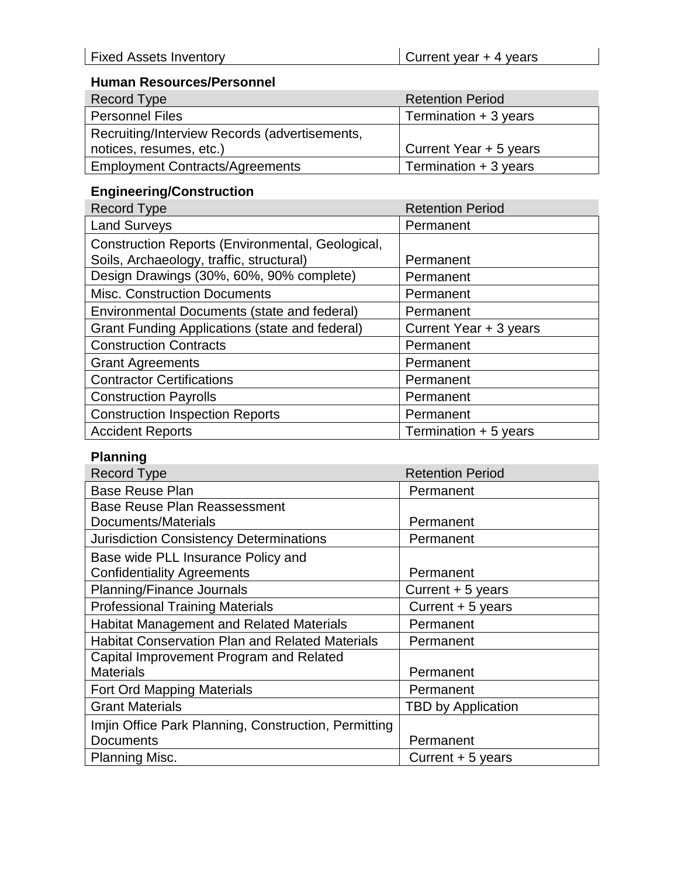| | |
|---|---|
| Fixed Assets Inventory | Current year + 4 years |

**Human Resources/Personnel**

| Record Type | Retention Period |
|---|---|
| Personnel Files | Termination + 3 years |
| Recruiting/Interview Records (advertisements, notices, resumes, etc.) | Current Year + 5 years |
| Employment Contracts/Agreements | Termination + 3 years |

**Engineering/Construction**

| Record Type | Retention Period |
|---|---|
| Land Surveys | Permanent |
| Construction Reports (Environmental, Geological, Soils, Archaeology, traffic, structural) | Permanent |
| Design Drawings (30%, 60%, 90% complete) | Permanent |
| Misc. Construction Documents | Permanent |
| Environmental Documents (state and federal) | Permanent |
| Grant Funding Applications (state and federal) | Current Year + 3 years |
| Construction Contracts | Permanent |
| Grant Agreements | Permanent |
| Contractor Certifications | Permanent |
| Construction Payrolls | Permanent |
| Construction Inspection Reports | Permanent |
| Accident Reports | Termination + 5 years |

**Planning**

| Record Type | Retention Period |
|---|---|
| Base Reuse Plan | Permanent |
| Base Reuse Plan Reassessment Documents/Materials | Permanent |
| Jurisdiction Consistency Determinations | Permanent |
| Base wide PLL Insurance Policy and Confidentiality Agreements | Permanent |
| Planning/Finance Journals | Current + 5 years |
| Professional Training Materials | Current + 5 years |
| Habitat Management and Related Materials | Permanent |
| Habitat Conservation Plan and Related Materials | Permanent |
| Capital Improvement Program and Related Materials | Permanent |
| Fort Ord Mapping Materials | Permanent |
| Grant Materials | TBD by Application |
| Imjin Office Park Planning, Construction, Permitting Documents | Permanent |
| Planning Misc. | Current + 5 years |